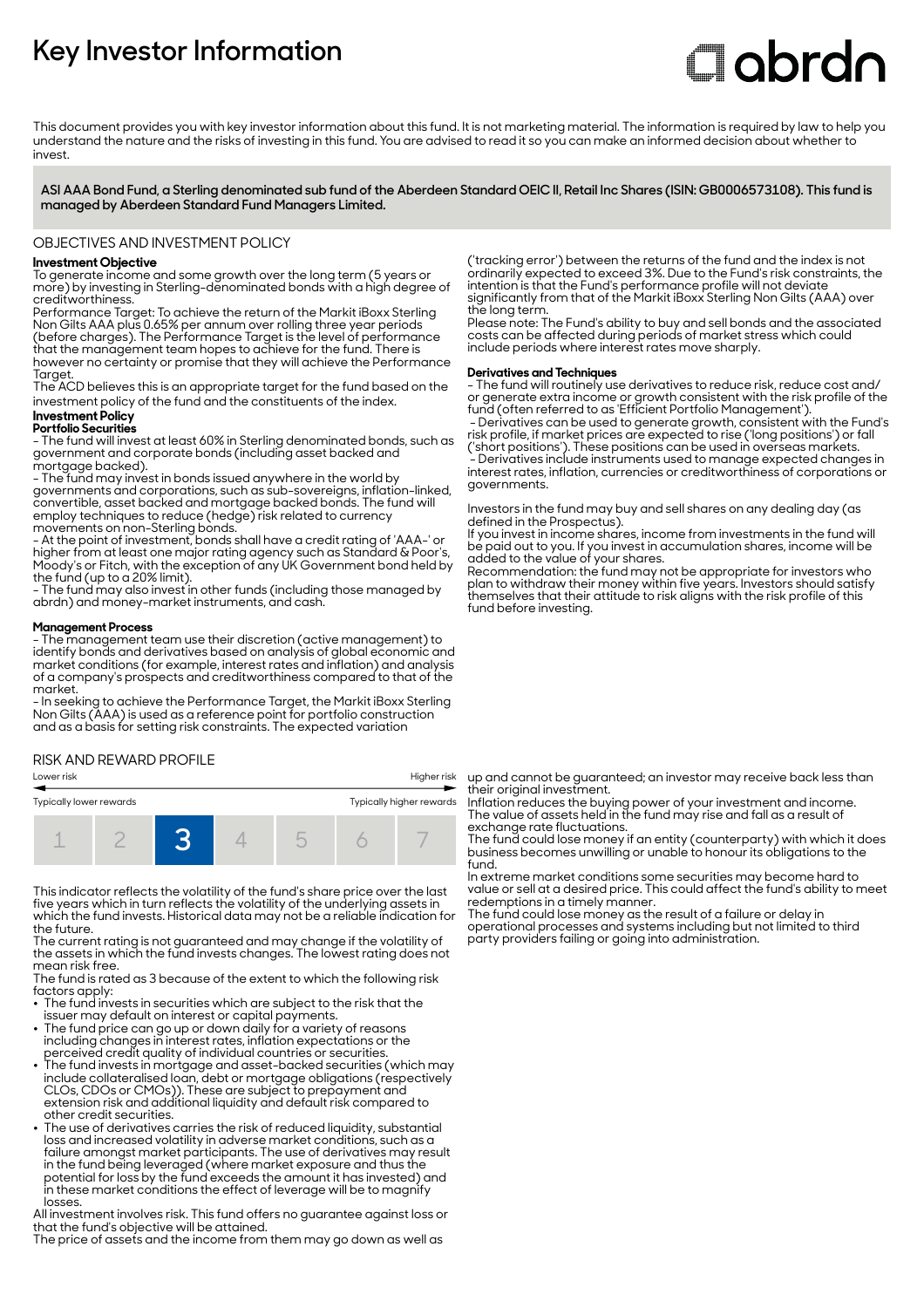# Key Investor Information

This document provides you with key investor information about this fund. It is not marketing material. The information is required by law to help you understand the nature and the risks of investing in this fund. You are advised to read it so you can make an informed decision about whether to invest.

**ASI AAA Bond Fund, a Sterling denominated sub fund of the Aberdeen Standard OEIC II, Retail Inc Shares (ISIN: GB0006573108). This fund is managed by Aberdeen Standard Fund Managers Limited.**

## OBJECTIVES AND INVESTMENT POLICY

**Investment Objective**

To generate income and some growth over the long term (5 years or more) by investing in Sterling-denominated bonds with a high degree of creditworthiness.

Performance Target: To achieve the return of the Markit iBoxx Sterling Non Gilts AAA plus 0.65% per annum over rolling three year periods (before charges). The Performance Target is the level of performance that the management team hopes to achieve for the fund. There is however no certainty or promise that they will achieve the Performance Target.

The ACD believes this is an appropriate target for the fund based on the investment policy of the fund and the constituents of the index.

**Investment Policy**

**Portfolio Securities**

- The fund will invest at least 60% in Sterling denominated bonds, such as government and corporate bonds (including asset backed and mortgage backed).
- The fund may invest in bonds issued anywhere in the world by governments and corporations, such as sub-sovereigns, inflation-linked, convertible, asset backed and mortgage backed bonds. The fund will employ techniques to reduce (hedge) risk related to currency movements on non-Sterling bonds.
- At the point of investment, bonds shall have a credit rating of 'AAA-' or higher from at least one major rating agency such as Standard & Poor's, Moody's or Fitch, with the exception of any UK Government bond held by the fund (up to a 20% limit).
- The fund may also invest in other funds (including those managed by abrdn) and money-market instruments, and cash.

**Management Process**

- The management team use their discretion (active management) to identify bonds and derivatives based on analysis of global economic and market conditions (for example, interest rates and inflation) and analysis of a company's prospects and creditworthiness compared to that of the market.
- In seeking to achieve the Performance Target, the Markit iBoxx Sterling Non Gilts (AAA) is used as a reference point for portfolio construction and as a basis for setting risk constraints. The expected variation ('tracking error') between the returns of the fund and the index is not ordinarily expected to exceed 3%. Due to the Fund's risk constraints, the intention is that the Fund's performance profile will not deviate significantly from that of the Markit iBoxx Sterling Non Gilts (AAA) over the long term.

Please note: The Fund's ability to buy and sell bonds and the associated costs can be affected during periods of market stress which could include periods where interest rates move sharply.

**Derivatives and Techniques**

- The fund will routinely use derivatives to reduce risk, reduce cost and/ or generate extra income or growth consistent with the risk profile of the fund (often referred to as 'Efficient Portfolio Management').
- Derivatives can be used to generate growth, consistent with the Fund's risk profile, if market prices are expected to rise ('long positions') or fall ('short positions'). These positions can be used in overseas markets.
- Derivatives include instruments used to manage expected changes in interest rates, inflation, currencies or creditworthiness of corporations or governments.

Investors in the fund may buy and sell shares on any dealing day (as defined in the Prospectus).

If you invest in income shares, income from investments in the fund will be paid out to you. If you invest in accumulation shares, income will be added to the value of your shares.

Recommendation: the fund may not be appropriate for investors who plan to withdraw their money within five years. Investors should satisfy themselves that their attitude to risk aligns with the risk profile of this fund before investing.

## RISK AND REWARD PROFILE

| Lower risk | | | | | | Higher risk |
|---|---|---|---|---|---|---|
| Typically lower rewards | | | | | | Typically higher rewards |
| 1 | 2 | **3** | 4 | 5 | 6 | 7 |

This indicator reflects the volatility of the fund's share price over the last five years which in turn reflects the volatility of the underlying assets in which the fund invests. Historical data may not be a reliable indication for the future.

The current rating is not guaranteed and may change if the volatility of the assets in which the fund invests changes. The lowest rating does not mean risk free.

The fund is rated as 3 because of the extent to which the following risk factors apply:

- The fund invests in securities which are subject to the risk that the issuer may default on interest or capital payments.
- The fund price can go up or down daily for a variety of reasons including changes in interest rates, inflation expectations or the perceived credit quality of individual countries or securities.
- The fund invests in mortgage and asset-backed securities (which may include collateralised loan, debt or mortgage obligations (respectively CLOs, CDOs or CMOs)). These are subject to prepayment and extension risk and additional liquidity and default risk compared to other credit securities.
- The use of derivatives carries the risk of reduced liquidity, substantial loss and increased volatility in adverse market conditions, such as a failure amongst market participants. The use of derivatives may result in the fund being leveraged (where market exposure and thus the potential for loss by the fund exceeds the amount it has invested) and in these market conditions the effect of leverage will be to magnify losses.

All investment involves risk. This fund offers no guarantee against loss or that the fund's objective will be attained.

The price of assets and the income from them may go down as well as up and cannot be guaranteed; an investor may receive back less than their original investment.

Inflation reduces the buying power of your investment and income.

The value of assets held in the fund may rise and fall as a result of exchange rate fluctuations.

The fund could lose money if an entity (counterparty) with which it does business becomes unwilling or unable to honour its obligations to the fund.

In extreme market conditions some securities may become hard to value or sell at a desired price. This could affect the fund's ability to meet redemptions in a timely manner.

The fund could lose money as the result of a failure or delay in operational processes and systems including but not limited to third party providers failing or going into administration.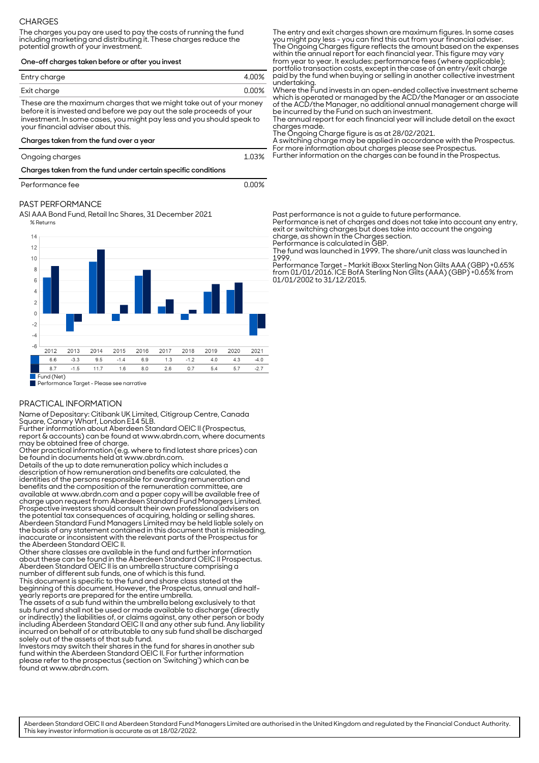## CHARGES

The charges you pay are used to pay the costs of running the fund including marketing and distributing it. These charges reduce the potential growth of your investment.

| One-off charges taken before or after you invest | |
|---|---|
| Entry charge | 4.00% |
| Exit charge | 0.00% |

These are the maximum charges that we might take out of your money before it is invested and before we pay out the sale proceeds of your investment. In some cases, you might pay less and you should speak to your financial adviser about this.

| Charges taken from the fund over a year | |
|---|---|
| Ongoing charges | 1.03% |

| Charges taken from the fund under certain specific conditions | |
|---|---|
| Performance fee | 0.00% |

The entry and exit charges shown are maximum figures. In some cases you might pay less - you can find this out from your financial adviser. The Ongoing Charges figure reflects the amount based on the expenses within the annual report for each financial year. This figure may vary from year to year. It excludes: performance fees (where applicable); portfolio transaction costs, except in the case of an entry/exit charge paid by the fund when buying or selling in another collective investment undertaking.

Where the Fund invests in an open-ended collective investment scheme which is operated or managed by the ACD/the Manager or an associate of the ACD/the Manager, no additional annual management charge will be incurred by the Fund on such an investment.

The annual report for each financial year will include detail on the exact charges made.

The Ongoing Charge figure is as at 28/02/2021.

A switching charge may be applied in accordance with the Prospectus.

For more information about charges please see Prospectus.

Further information on the charges can be found in the Prospectus.

## PAST PERFORMANCE

ASI AAA Bond Fund, Retail Inc Shares, 31 December 2021

% Returns

14
12
10
8
6
4
2
0
-2
-4
-6

2012 2013 2014 2015 2016 2017 2018 2019 2020 2021

Fund (Net): 6.6 -3.3 9.5 -1.4 6.9 1.3 -1.2 4.0 4.3 -4.0

Performance Target - Please see narrative: 8.7 -1.5 11.7 1.6 8.0 2.6 0.7 5.4 5.7 -2.7

Past performance is not a guide to future performance.

Performance is net of charges and does not take into account any entry, exit or switching charges but does take into account the ongoing charge, as shown in the Charges section.

Performance is calculated in GBP.

The fund was launched in 1999. The share/unit class was launched in 1999.

Performance Target - Markit iBoxx Sterling Non Gilts AAA (GBP) +0.65% from 01/01/2016. ICE BofA Sterling Non Gilts (AAA) (GBP) +0.65% from 01/01/2002 to 31/12/2015.

## PRACTICAL INFORMATION

Name of Depositary: Citibank UK Limited, Citigroup Centre, Canada Square, Canary Wharf, London E14 5LB.

Further information about Aberdeen Standard OEIC II (Prospectus, report & accounts) can be found at www.abrdn.com, where documents may be obtained free of charge.

Other practical information (e.g. where to find latest share prices) can be found in documents held at www.abrdn.com.

Details of the up to date remuneration policy which includes a description of how remuneration and benefits are calculated, the identities of the persons responsible for awarding remuneration and benefits and the composition of the remuneration committee, are available at www.abrdn.com and a paper copy will be available free of charge upon request from Aberdeen Standard Fund Managers Limited.

Prospective investors should consult their own professional advisers on the potential tax consequences of acquiring, holding or selling shares.

Aberdeen Standard Fund Managers Limited may be held liable solely on the basis of any statement contained in this document that is misleading, inaccurate or inconsistent with the relevant parts of the Prospectus for the Aberdeen Standard OEIC II.

Other share classes are available in the fund and further information about these can be found in the Aberdeen Standard OEIC II Prospectus.

Aberdeen Standard OEIC II is an umbrella structure comprising a number of different sub funds, one of which is this fund.

This document is specific to the fund and share class stated at the beginning of this document. However, the Prospectus, annual and half-yearly reports are prepared for the entire umbrella.

The assets of a sub fund within the umbrella belong exclusively to that sub fund and shall not be used or made available to discharge (directly or indirectly) the liabilities of, or claims against, any other person or body including Aberdeen Standard OEIC II and any other sub fund. Any liability incurred on behalf of or attributable to any sub fund shall be discharged solely out of the assets of that sub fund.

Investors may switch their shares in the fund for shares in another sub fund within the Aberdeen Standard OEIC II. For further information please refer to the prospectus (section on 'Switching') which can be found at www.abrdn.com.

Aberdeen Standard OEIC II and Aberdeen Standard Fund Managers Limited are authorised in the United Kingdom and regulated by the Financial Conduct Authority. This key investor information is accurate as at 18/02/2022.